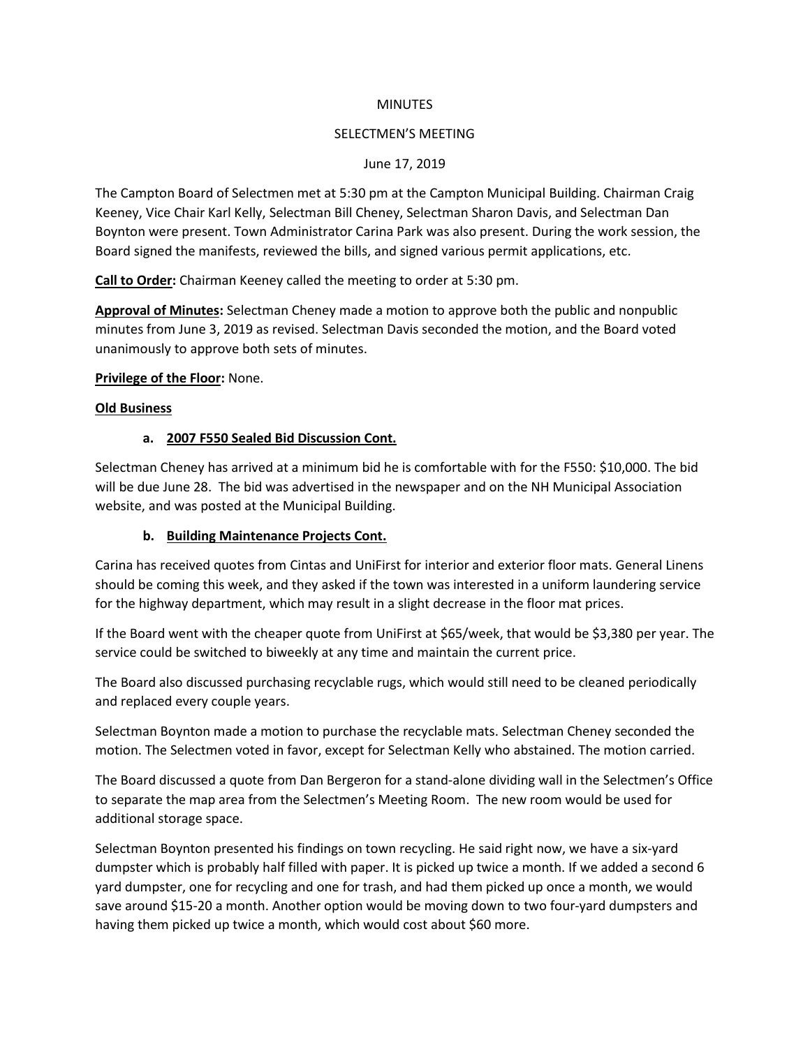MINUTES

SELECTMEN'S MEETING

June 17, 2019

The Campton Board of Selectmen met at 5:30 pm at the Campton Municipal Building. Chairman Craig Keeney, Vice Chair Karl Kelly, Selectman Bill Cheney, Selectman Sharon Davis, and Selectman Dan Boynton were present. Town Administrator Carina Park was also present. During the work session, the Board signed the manifests, reviewed the bills, and signed various permit applications, etc.

**Call to Order:** Chairman Keeney called the meeting to order at 5:30 pm.

**Approval of Minutes:** Selectman Cheney made a motion to approve both the public and nonpublic minutes from June 3, 2019 as revised. Selectman Davis seconded the motion, and the Board voted unanimously to approve both sets of minutes.

**Privilege of the Floor:** None.

**Old Business**

**a. 2007 F550 Sealed Bid Discussion Cont.**

Selectman Cheney has arrived at a minimum bid he is comfortable with for the F550: $10,000. The bid will be due June 28. The bid was advertised in the newspaper and on the NH Municipal Association website, and was posted at the Municipal Building.

**b. Building Maintenance Projects Cont.**

Carina has received quotes from Cintas and UniFirst for interior and exterior floor mats. General Linens should be coming this week, and they asked if the town was interested in a uniform laundering service for the highway department, which may result in a slight decrease in the floor mat prices.

If the Board went with the cheaper quote from UniFirst at $65/week, that would be $3,380 per year. The service could be switched to biweekly at any time and maintain the current price.

The Board also discussed purchasing recyclable rugs, which would still need to be cleaned periodically and replaced every couple years.

Selectman Boynton made a motion to purchase the recyclable mats. Selectman Cheney seconded the motion. The Selectmen voted in favor, except for Selectman Kelly who abstained. The motion carried.

The Board discussed a quote from Dan Bergeron for a stand-alone dividing wall in the Selectmen's Office to separate the map area from the Selectmen's Meeting Room. The new room would be used for additional storage space.

Selectman Boynton presented his findings on town recycling. He said right now, we have a six-yard dumpster which is probably half filled with paper. It is picked up twice a month. If we added a second 6 yard dumpster, one for recycling and one for trash, and had them picked up once a month, we would save around $15-20 a month. Another option would be moving down to two four-yard dumpsters and having them picked up twice a month, which would cost about $60 more.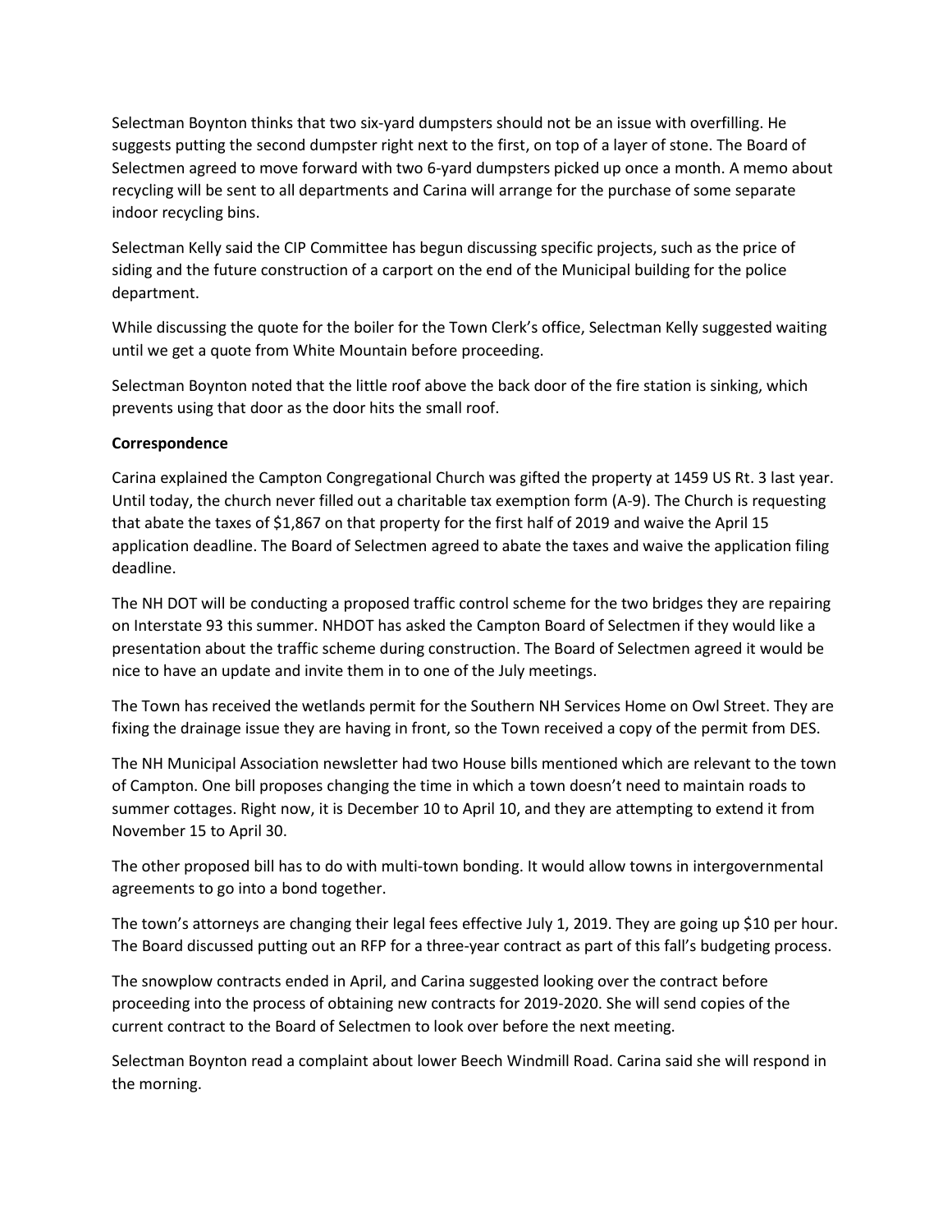Selectman Boynton thinks that two six-yard dumpsters should not be an issue with overfilling. He suggests putting the second dumpster right next to the first, on top of a layer of stone. The Board of Selectmen agreed to move forward with two 6-yard dumpsters picked up once a month. A memo about recycling will be sent to all departments and Carina will arrange for the purchase of some separate indoor recycling bins.

Selectman Kelly said the CIP Committee has begun discussing specific projects, such as the price of siding and the future construction of a carport on the end of the Municipal building for the police department.

While discussing the quote for the boiler for the Town Clerk's office, Selectman Kelly suggested waiting until we get a quote from White Mountain before proceeding.

Selectman Boynton noted that the little roof above the back door of the fire station is sinking, which prevents using that door as the door hits the small roof.

**Correspondence**

Carina explained the Campton Congregational Church was gifted the property at 1459 US Rt. 3 last year. Until today, the church never filled out a charitable tax exemption form (A-9). The Church is requesting that abate the taxes of $1,867 on that property for the first half of 2019 and waive the April 15 application deadline. The Board of Selectmen agreed to abate the taxes and waive the application filing deadline.

The NH DOT will be conducting a proposed traffic control scheme for the two bridges they are repairing on Interstate 93 this summer. NHDOT has asked the Campton Board of Selectmen if they would like a presentation about the traffic scheme during construction. The Board of Selectmen agreed it would be nice to have an update and invite them in to one of the July meetings.

The Town has received the wetlands permit for the Southern NH Services Home on Owl Street. They are fixing the drainage issue they are having in front, so the Town received a copy of the permit from DES.

The NH Municipal Association newsletter had two House bills mentioned which are relevant to the town of Campton. One bill proposes changing the time in which a town doesn't need to maintain roads to summer cottages. Right now, it is December 10 to April 10, and they are attempting to extend it from November 15 to April 30.

The other proposed bill has to do with multi-town bonding. It would allow towns in intergovernmental agreements to go into a bond together.

The town's attorneys are changing their legal fees effective July 1, 2019. They are going up $10 per hour. The Board discussed putting out an RFP for a three-year contract as part of this fall's budgeting process.

The snowplow contracts ended in April, and Carina suggested looking over the contract before proceeding into the process of obtaining new contracts for 2019-2020. She will send copies of the current contract to the Board of Selectmen to look over before the next meeting.

Selectman Boynton read a complaint about lower Beech Windmill Road. Carina said she will respond in the morning.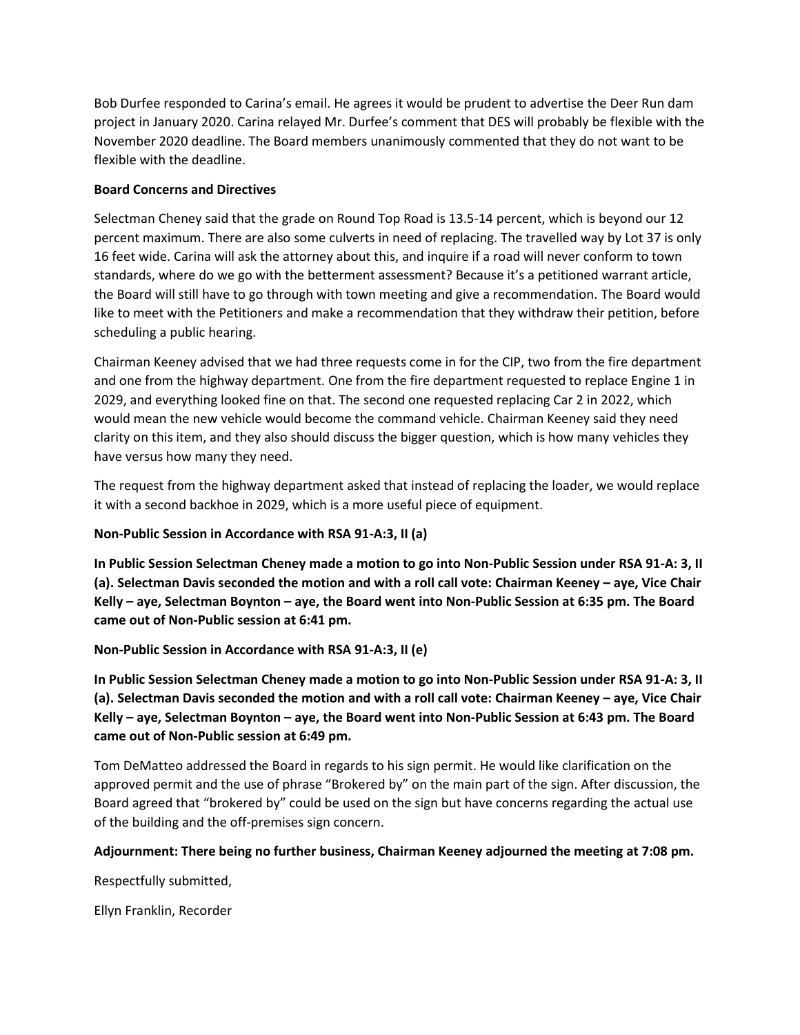Bob Durfee responded to Carina's email. He agrees it would be prudent to advertise the Deer Run dam project in January 2020. Carina relayed Mr. Durfee's comment that DES will probably be flexible with the November 2020 deadline. The Board members unanimously commented that they do not want to be flexible with the deadline.

**Board Concerns and Directives**

Selectman Cheney said that the grade on Round Top Road is 13.5-14 percent, which is beyond our 12 percent maximum. There are also some culverts in need of replacing. The travelled way by Lot 37 is only 16 feet wide. Carina will ask the attorney about this, and inquire if a road will never conform to town standards, where do we go with the betterment assessment? Because it's a petitioned warrant article, the Board will still have to go through with town meeting and give a recommendation. The Board would like to meet with the Petitioners and make a recommendation that they withdraw their petition, before scheduling a public hearing.

Chairman Keeney advised that we had three requests come in for the CIP, two from the fire department and one from the highway department. One from the fire department requested to replace Engine 1 in 2029, and everything looked fine on that. The second one requested replacing Car 2 in 2022, which would mean the new vehicle would become the command vehicle. Chairman Keeney said they need clarity on this item, and they also should discuss the bigger question, which is how many vehicles they have versus how many they need.

The request from the highway department asked that instead of replacing the loader, we would replace it with a second backhoe in 2029, which is a more useful piece of equipment.

**Non-Public Session in Accordance with RSA 91-A:3, II (a)**

**In Public Session Selectman Cheney made a motion to go into Non-Public Session under RSA 91-A: 3, II (a). Selectman Davis seconded the motion and with a roll call vote: Chairman Keeney – aye, Vice Chair Kelly – aye, Selectman Boynton – aye, the Board went into Non-Public Session at 6:35 pm. The Board came out of Non-Public session at 6:41 pm.**

**Non-Public Session in Accordance with RSA 91-A:3, II (e)**

**In Public Session Selectman Cheney made a motion to go into Non-Public Session under RSA 91-A: 3, II (a). Selectman Davis seconded the motion and with a roll call vote: Chairman Keeney – aye, Vice Chair Kelly – aye, Selectman Boynton – aye, the Board went into Non-Public Session at 6:43 pm. The Board came out of Non-Public session at 6:49 pm.**

Tom DeMatteo addressed the Board in regards to his sign permit. He would like clarification on the approved permit and the use of phrase "Brokered by" on the main part of the sign. After discussion, the Board agreed that "brokered by" could be used on the sign but have concerns regarding the actual use of the building and the off-premises sign concern.

**Adjournment: There being no further business, Chairman Keeney adjourned the meeting at 7:08 pm.**

Respectfully submitted,

Ellyn Franklin, Recorder